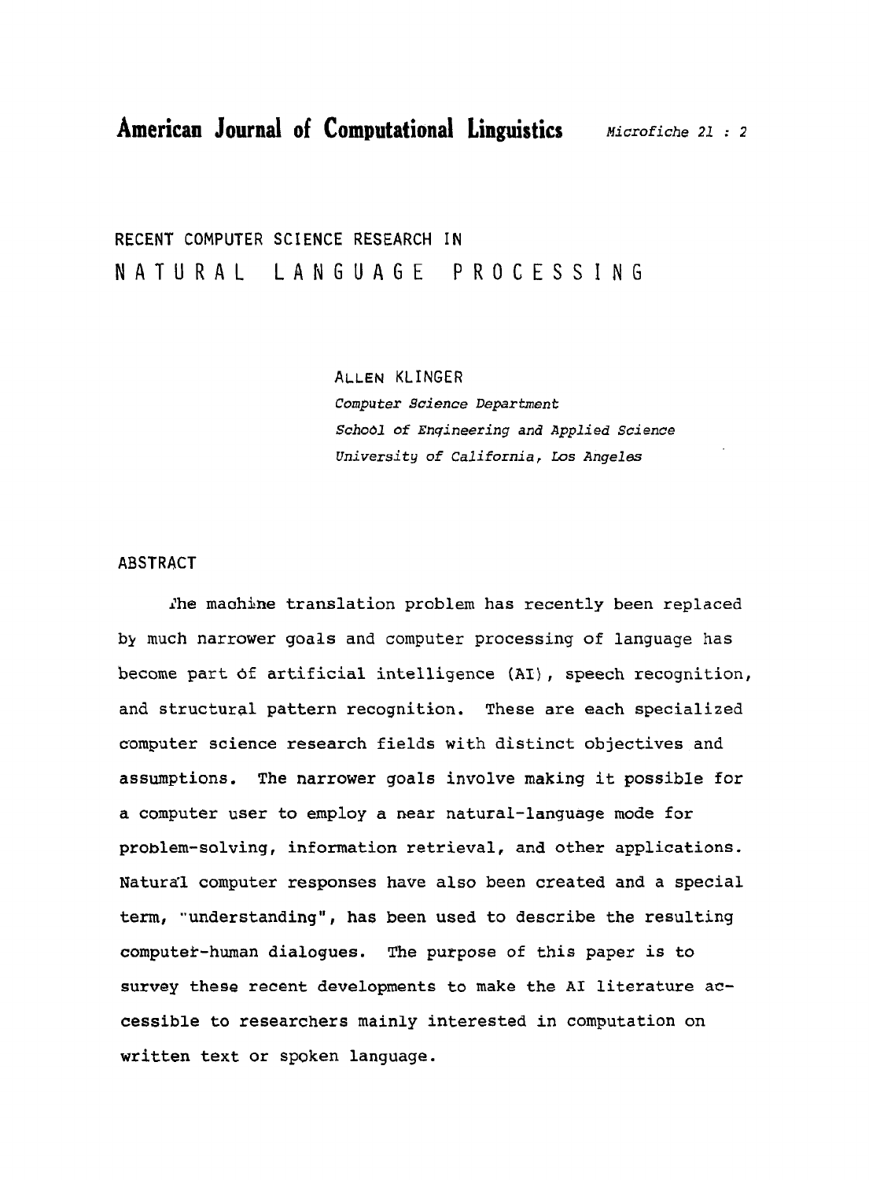# American Journal of Computational Linguistics

*Microfiche 21 : 2*

## RECENT COMPUTER SCIENCE RESEARCH IN NATURAL LANGUAGE PROCESSING

ALLEN KLINGER

*Computer Science Department*
*School of Engineering and Applied Science*
*University of California, Los Angeles*

### ABSTRACT

The machine translation problem has recently been replaced by much narrower goals and computer processing of language has become part of artificial intelligence (AI), speech recognition, and structural pattern recognition. These are each specialized computer science research fields with distinct objectives and assumptions. The narrower goals involve making it possible for a computer user to employ a near natural-language mode for problem-solving, information retrieval, and other applications. Natural computer responses have also been created and a special term, "understanding", has been used to describe the resulting computer-human dialogues. The purpose of this paper is to survey these recent developments to make the AI literature accessible to researchers mainly interested in computation on written text or spoken language.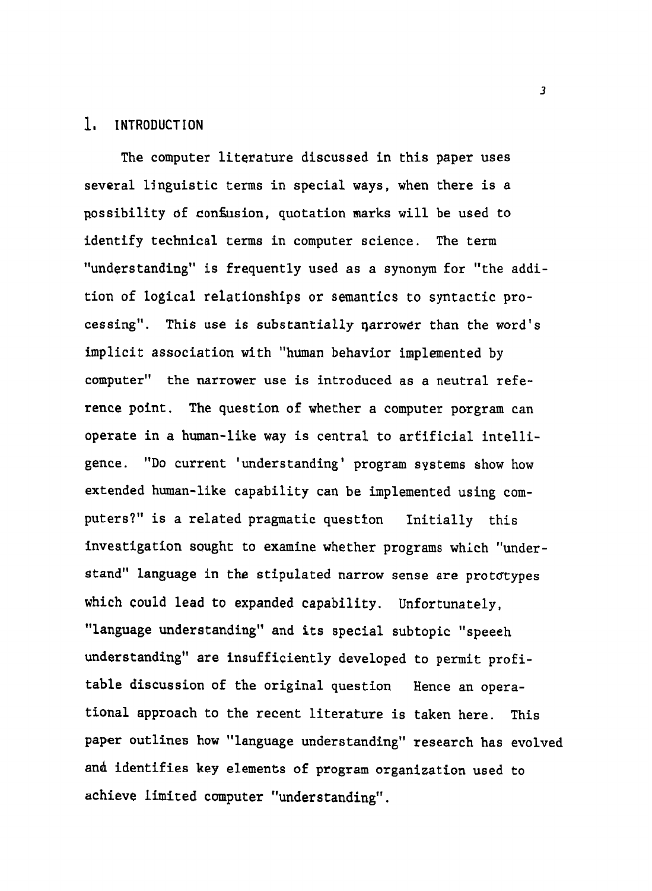## 1. INTRODUCTION

The computer literature discussed in this paper uses several linguistic terms in special ways, when there is a possibility of confusion, quotation marks will be used to identify technical terms in computer science. The term "understanding" is frequently used as a synonym for "the addition of logical relationships or semantics to syntactic processing". This use is substantially narrower than the word's implicit association with "human behavior implemented by computer" the narrower use is introduced as a neutral reference point. The question of whether a computer porgram can operate in a human-like way is central to artificial intelligence. "Do current 'understanding' program systems show how extended human-like capability can be implemented using computers?" is a related pragmatic question Initially this investigation sought to examine whether programs which "understand" language in the stipulated narrow sense are prototypes which could lead to expanded capability. Unfortunately, "language understanding" and its special subtopic "speech understanding" are insufficiently developed to permit profitable discussion of the original question Hence an operational approach to the recent literature is taken here. This paper outlines how "language understanding" research has evolved and identifies key elements of program organization used to achieve limited computer "understanding".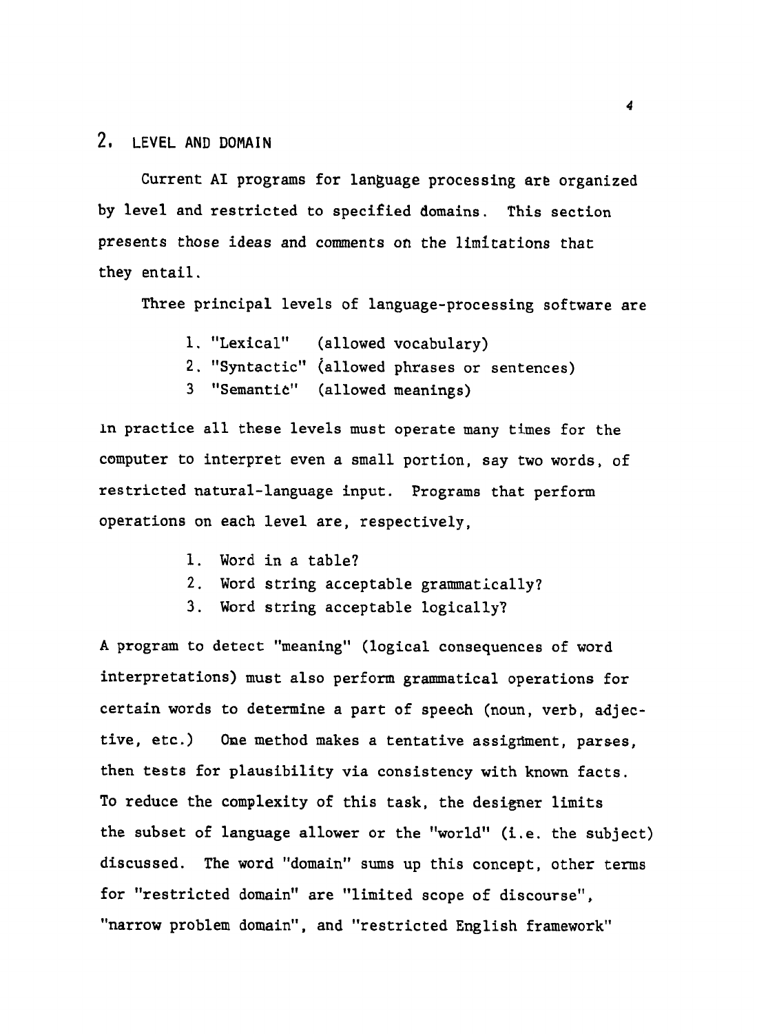## 2. LEVEL AND DOMAIN

Current AI programs for language processing are organized by level and restricted to specified domains. This section presents those ideas and comments on the limitations that they entail.

Three principal levels of language-processing software are

1. "Lexical" (allowed vocabulary)
2. "Syntactic" (allowed phrases or sentences)
3. "Semantic" (allowed meanings)

In practice all these levels must operate many times for the computer to interpret even a small portion, say two words, of restricted natural-language input. Programs that perform operations on each level are, respectively,

1. Word in a table?
2. Word string acceptable grammatically?
3. Word string acceptable logically?

A program to detect "meaning" (logical consequences of word interpretations) must also perform grammatical operations for certain words to determine a part of speech (noun, verb, adjective, etc.) One method makes a tentative assignment, parses, then tests for plausibility via consistency with known facts. To reduce the complexity of this task, the designer limits the subset of language allower or the "world" (i.e. the subject) discussed. The word "domain" sums up this concept, other terms for "restricted domain" are "limited scope of discourse", "narrow problem domain", and "restricted English framework"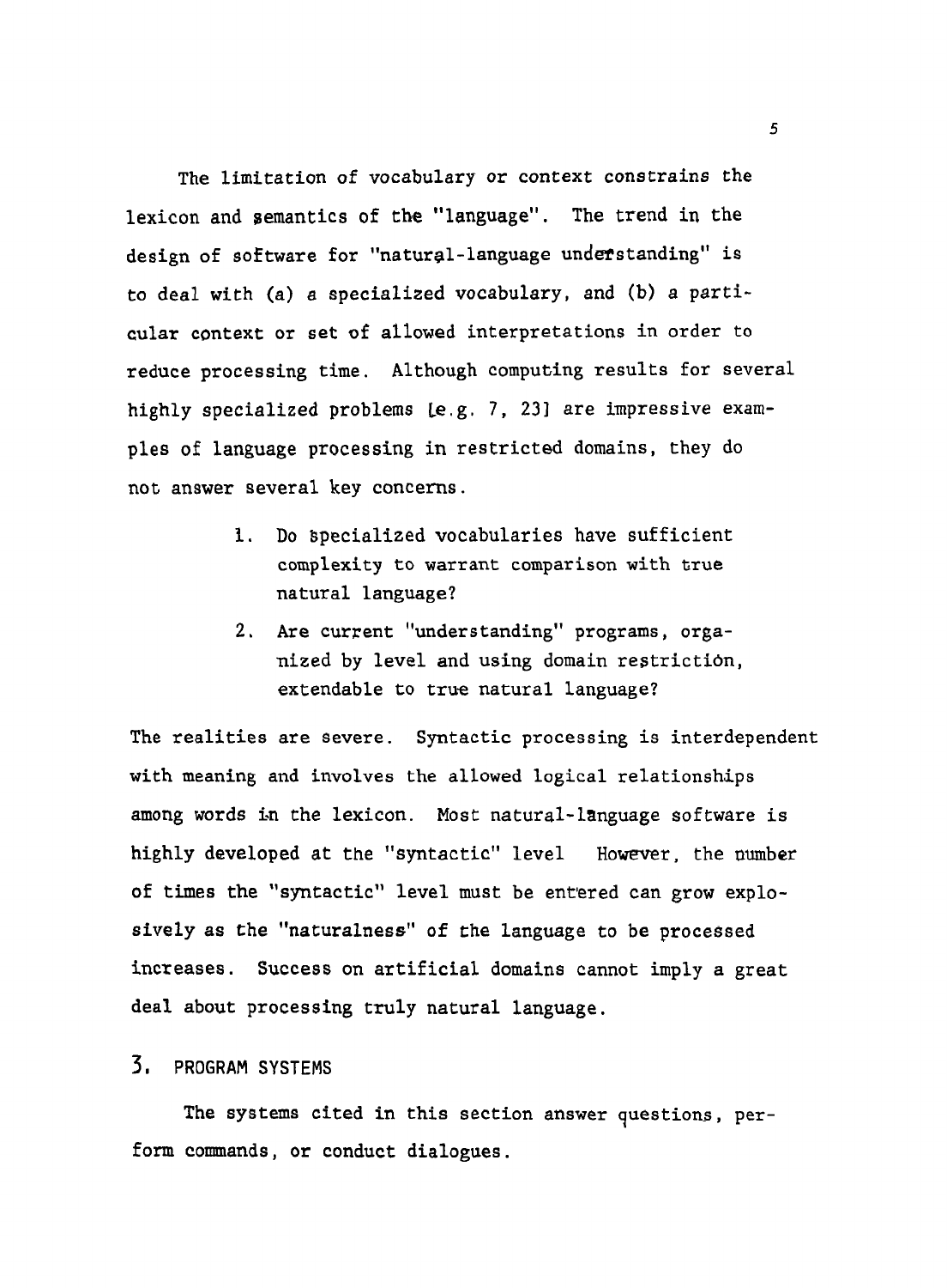The limitation of vocabulary or context constrains the lexicon and semantics of the "language". The trend in the design of software for "natural-language understanding" is to deal with (a) a specialized vocabulary, and (b) a particular context or set of allowed interpretations in order to reduce processing time. Although computing results for several highly specialized problems [e.g. 7, 23] are impressive examples of language processing in restricted domains, they do not answer several key concerns.

1. Do specialized vocabularies have sufficient complexity to warrant comparison with true natural language?
2. Are current "understanding" programs, organized by level and using domain restriction, extendable to true natural language?

The realities are severe. Syntactic processing is interdependent with meaning and involves the allowed logical relationships among words in the lexicon. Most natural-language software is highly developed at the "syntactic" level However, the number of times the "syntactic" level must be entered can grow explosively as the "naturalness" of the language to be processed increases. Success on artificial domains cannot imply a great deal about processing truly natural language.

## 3. PROGRAM SYSTEMS

The systems cited in this section answer questions, perform commands, or conduct dialogues.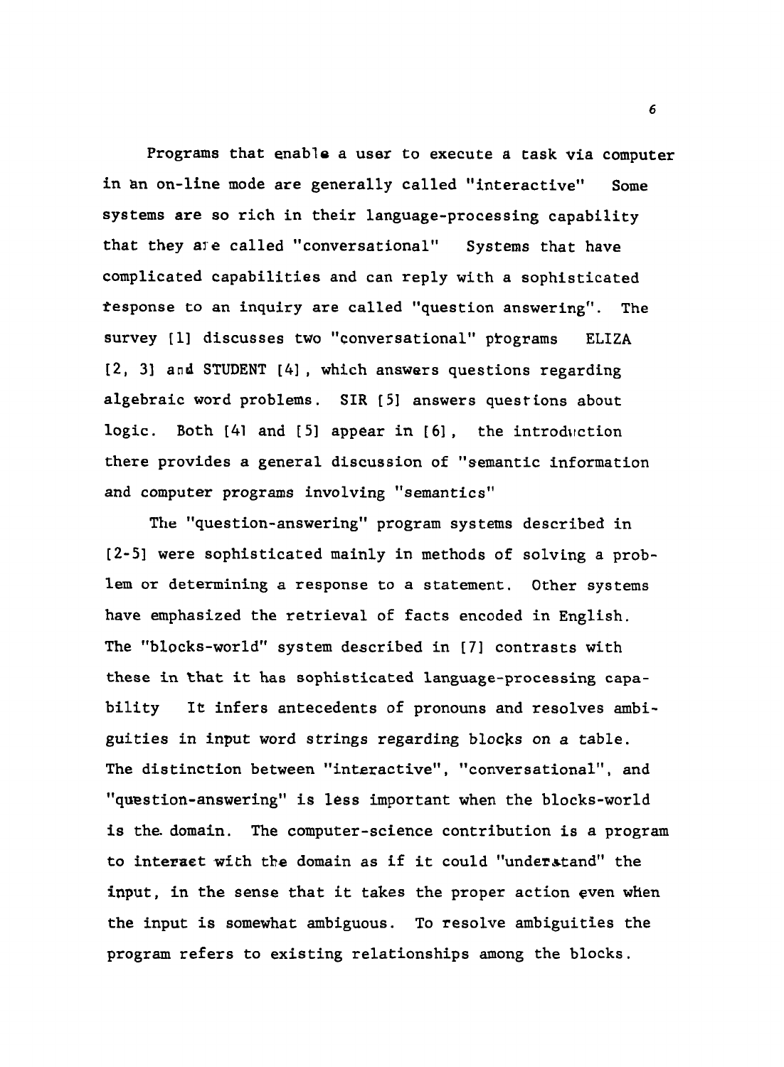Programs that enable a user to execute a task via computer in an on-line mode are generally called "interactive" Some systems are so rich in their language-processing capability that they are called "conversational" Systems that have complicated capabilities and can reply with a sophisticated response to an inquiry are called "question answering". The survey [1] discusses two "conversational" programs ELIZA [2, 3] and STUDENT [4], which answers questions regarding algebraic word problems. SIR [5] answers questions about logic. Both [4] and [5] appear in [6], the introduction there provides a general discussion of "semantic information and computer programs involving "semantics"

The "question-answering" program systems described in [2-5] were sophisticated mainly in methods of solving a problem or determining a response to a statement. Other systems have emphasized the retrieval of facts encoded in English. The "blocks-world" system described in [7] contrasts with these in that it has sophisticated language-processing capability It infers antecedents of pronouns and resolves ambiguities in input word strings regarding blocks on a table. The distinction between "interactive", "conversational", and "question-answering" is less important when the blocks-world is the domain. The computer-science contribution is a program to interact with the domain as if it could "understand" the input, in the sense that it takes the proper action even when the input is somewhat ambiguous. To resolve ambiguities the program refers to existing relationships among the blocks.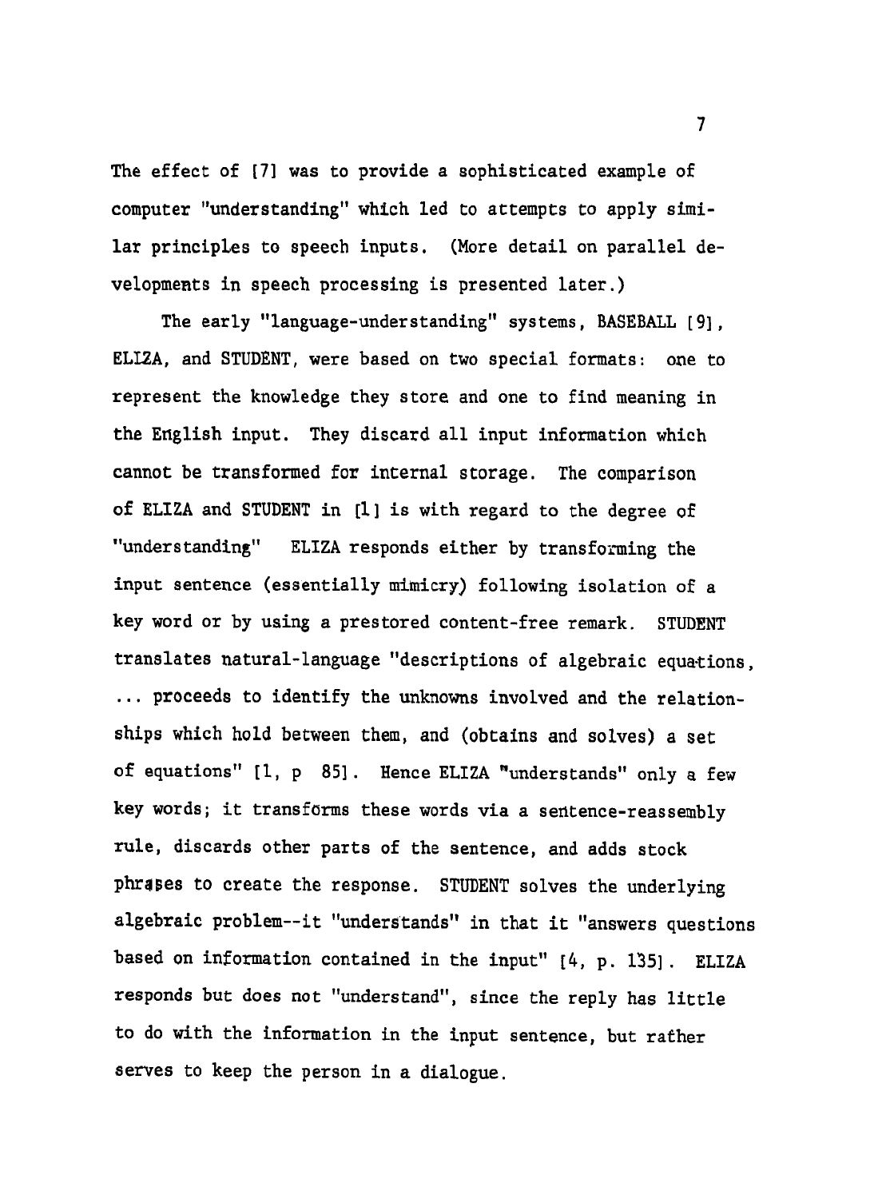The effect of [7] was to provide a sophisticated example of computer "understanding" which led to attempts to apply similar principles to speech inputs. (More detail on parallel developments in speech processing is presented later.)

The early "language-understanding" systems, BASEBALL [9], ELIZA, and STUDENT, were based on two special formats: one to represent the knowledge they store and one to find meaning in the English input. They discard all input information which cannot be transformed for internal storage. The comparison of ELIZA and STUDENT in [1] is with regard to the degree of "understanding" ELIZA responds either by transforming the input sentence (essentially mimicry) following isolation of a key word or by using a prestored content-free remark. STUDENT translates natural-language "descriptions of algebraic equations, ... proceeds to identify the unknowns involved and the relationships which hold between them, and (obtains and solves) a set of equations" [1, p 85]. Hence ELIZA "understands" only a few key words; it transforms these words via a sentence-reassembly rule, discards other parts of the sentence, and adds stock phrases to create the response. STUDENT solves the underlying algebraic problem--it "understands" in that it "answers questions based on information contained in the input" [4, p. 135]. ELIZA responds but does not "understand", since the reply has little to do with the information in the input sentence, but rather serves to keep the person in a dialogue.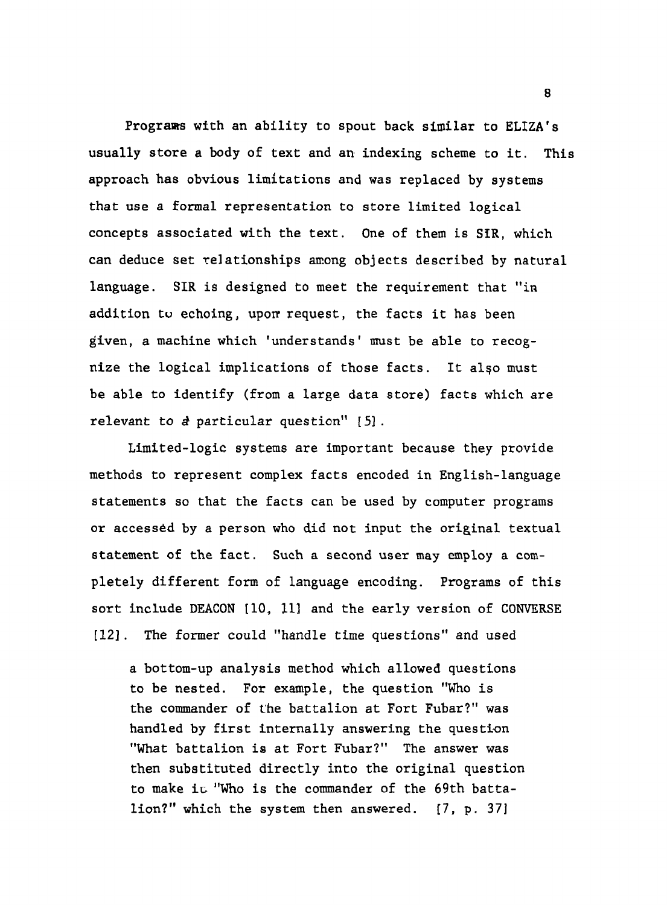Programs with an ability to spout back similar to ELIZA's usually store a body of text and an indexing scheme to it. This approach has obvious limitations and was replaced by systems that use a formal representation to store limited logical concepts associated with the text. One of them is SIR, which can deduce set relationships among objects described by natural language. SIR is designed to meet the requirement that "in addition to echoing, upon request, the facts it has been given, a machine which 'understands' must be able to recognize the logical implications of those facts. It also must be able to identify (from a large data store) facts which are relevant to a particular question" [5].

Limited-logic systems are important because they provide methods to represent complex facts encoded in English-language statements so that the facts can be used by computer programs or accessed by a person who did not input the original textual statement of the fact. Such a second user may employ a completely different form of language encoding. Programs of this sort include DEACON [10, 11] and the early version of CONVERSE [12]. The former could "handle time questions" and used

> a bottom-up analysis method which allowed questions to be nested. For example, the question "Who is the commander of the battalion at Fort Fubar?" was handled by first internally answering the question "What battalion is at Fort Fubar?" The answer was then substituted directly into the original question to make it "Who is the commander of the 69th battalion?" which the system then answered. [7, p. 37]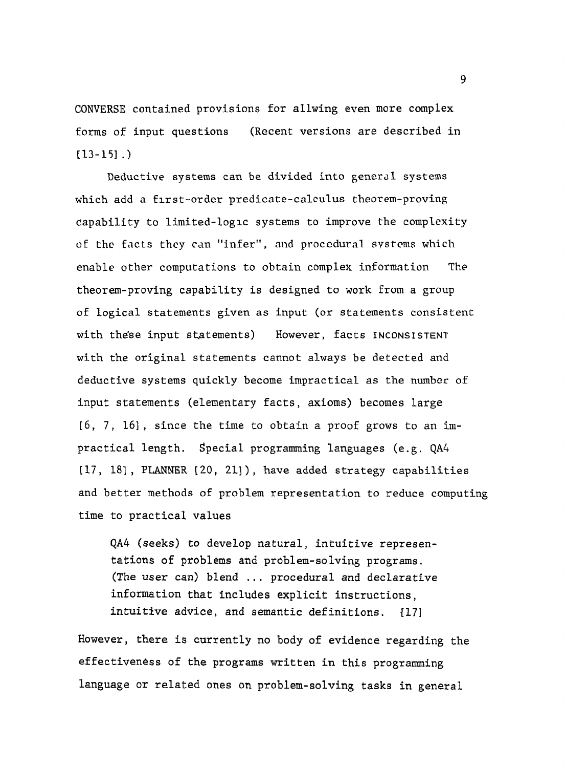CONVERSE contained provisions for allwing even more complex forms of input questions (Recent versions are described in [13-15].)

Deductive systems can be divided into general systems which add a first-order predicate-calculus theorem-proving capability to limited-logic systems to improve the complexity of the facts they can "infer", and procedural systems which enable other computations to obtain complex information The theorem-proving capability is designed to work from a group of logical statements given as input (or statements consistent with these input statements) However, facts INCONSISTENT with the original statements cannot always be detected and deductive systems quickly become impractical as the number of input statements (elementary facts, axioms) becomes large [6, 7, 16], since the time to obtain a proof grows to an impractical length. Special programming languages (e.g. QA4 [17, 18], PLANNER [20, 21]), have added strategy capabilities and better methods of problem representation to reduce computing time to practical values

> QA4 (seeks) to develop natural, intuitive representations of problems and problem-solving programs. (The user can) blend ... procedural and declarative information that includes explicit instructions, intuitive advice, and semantic definitions. [17]

However, there is currently no body of evidence regarding the effectiveness of the programs written in this programming language or related ones on problem-solving tasks in general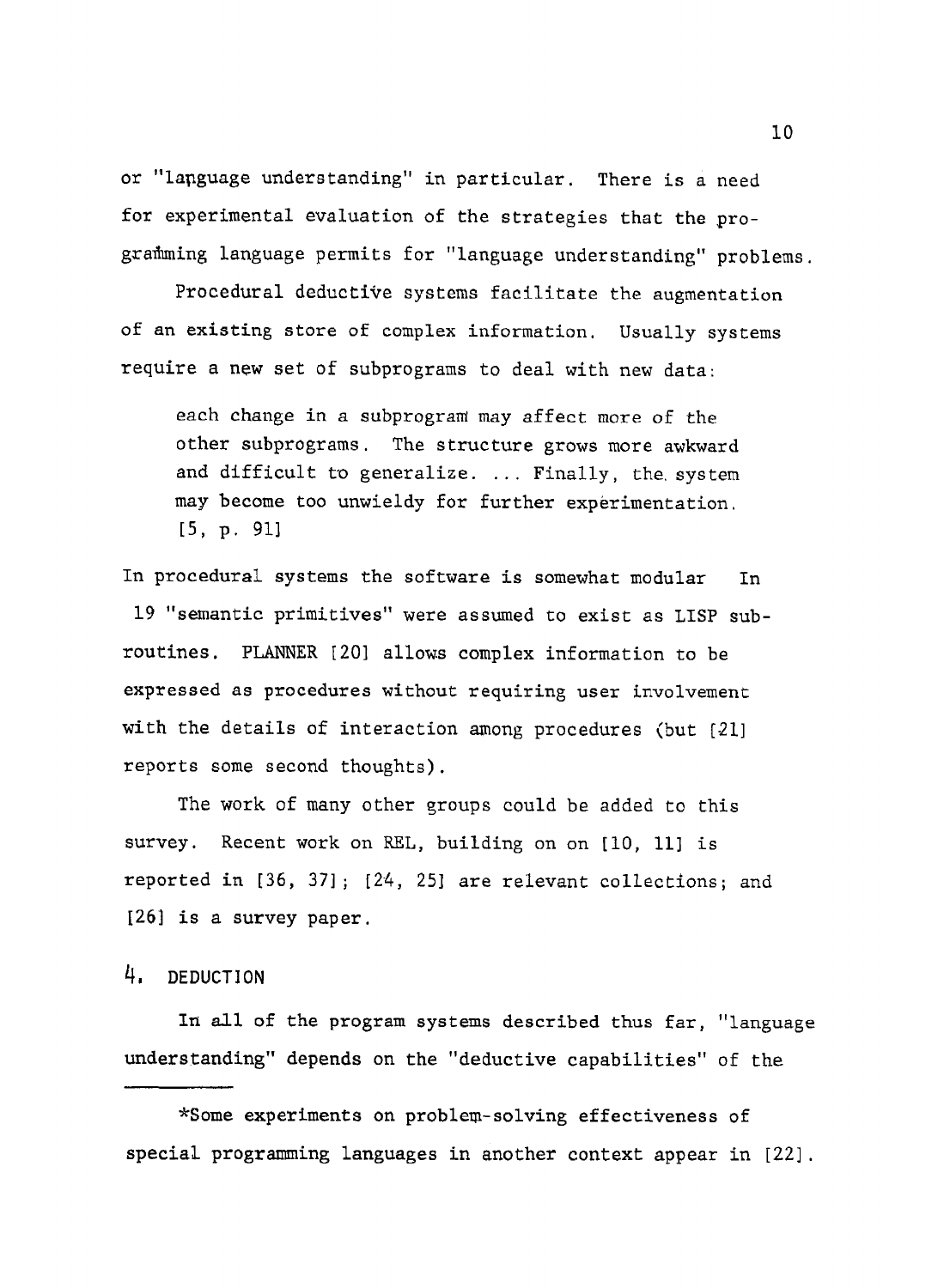or "language understanding" in particular. There is a need for experimental evaluation of the strategies that the programming language permits for "language understanding" problems.

Procedural deductive systems facilitate the augmentation of an existing store of complex information. Usually systems require a new set of subprograms to deal with new data:

> each change in a subprogram may affect more of the other subprograms. The structure grows more awkward and difficult to generalize. ... Finally, the system may become too unwieldy for further experimentation. [5, p. 91]

In procedural systems the software is somewhat modular In 19 "semantic primitives" were assumed to exist as LISP subroutines. PLANNER [20] allows complex information to be expressed as procedures without requiring user involvement with the details of interaction among procedures (but [21] reports some second thoughts).

The work of many other groups could be added to this survey. Recent work on REL, building on on [10, 11] is reported in [36, 37]; [24, 25] are relevant collections; and [26] is a survey paper.

## 4. DEDUCTION

In all of the program systems described thus far, "language understanding" depends on the "deductive capabilities" of the

---

*Some experiments on problem-solving effectiveness of special programming languages in another context appear in [22].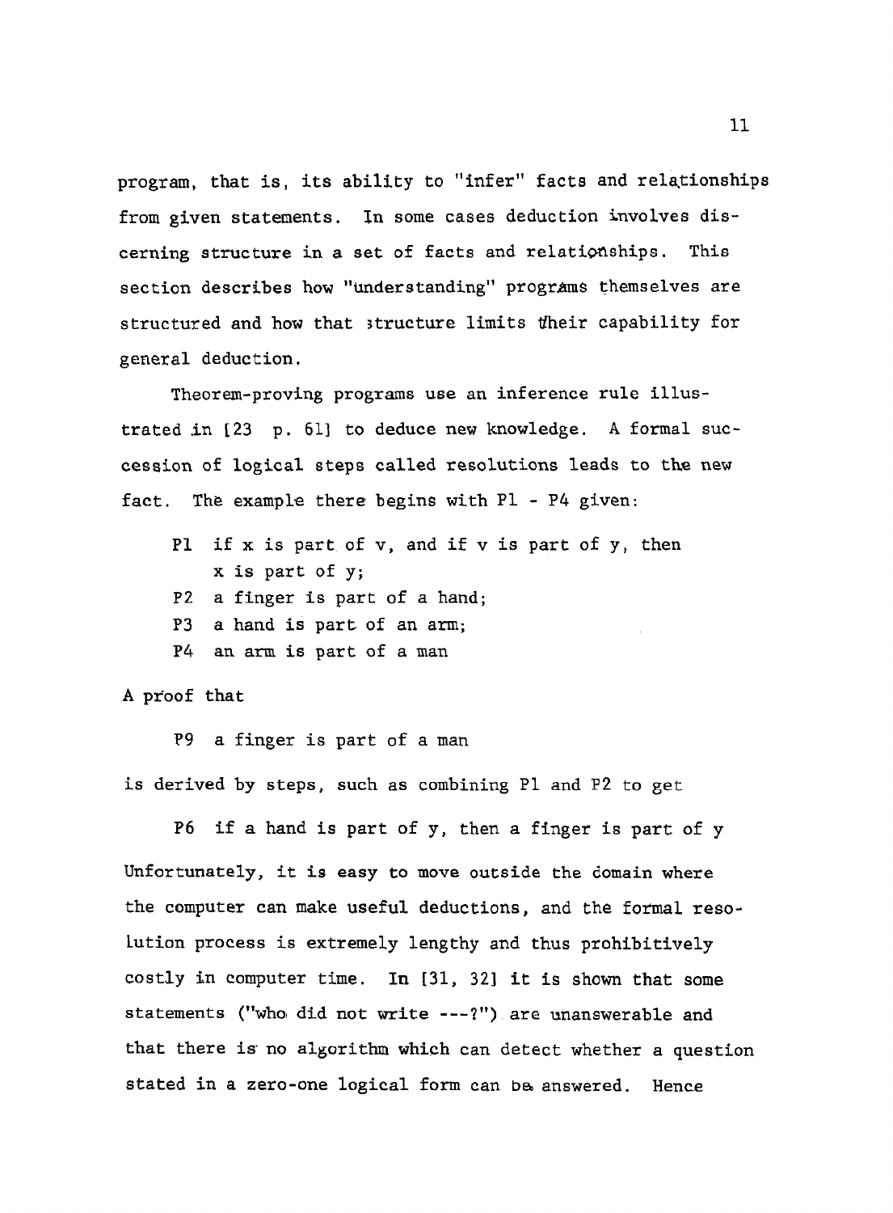program, that is, its ability to "infer" facts and relationships from given statements. In some cases deduction involves discerning structure in a set of facts and relationships. This section describes how "understanding" programs themselves are structured and how that structure limits their capability for general deduction.

Theorem-proving programs use an inference rule illustrated in [23 p. 61] to deduce new knowledge. A formal succession of logical steps called resolutions leads to the new fact. The example there begins with P1 - P4 given:

P1 if x is part of v, and if v is part of y, then x is part of y;
P2 a finger is part of a hand;
P3 a hand is part of an arm;
P4 an arm is part of a man

A proof that

P9 a finger is part of a man

is derived by steps, such as combining P1 and P2 to get

P6 if a hand is part of y, then a finger is part of y

Unfortunately, it is easy to move outside the domain where the computer can make useful deductions, and the formal resolution process is extremely lengthy and thus prohibitively costly in computer time. In [31, 32] it is shown that some statements ("who did not write ---?") are unanswerable and that there is no algorithm which can detect whether a question stated in a zero-one logical form can be answered. Hence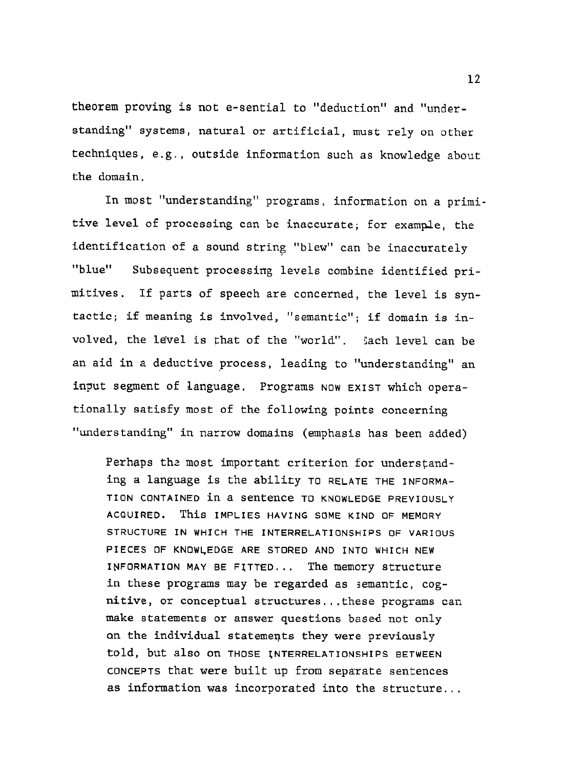theorem proving is not e-sential to "deduction" and "understanding" systems, natural or artificial, must rely on other techniques, e.g., outside information such as knowledge about the domain.

In most "understanding" programs, information on a primitive level of processing can be inaccurate; for example, the identification of a sound string "blew" can be inaccurately "blue" Subsequent processing levels combine identified primitives. If parts of speech are concerned, the level is syntactic; if meaning is involved, "semantic"; if domain is involved, the level is that of the "world". Each level can be an aid in a deductive process, leading to "understanding" an input segment of language. Programs NOW EXIST which operationally satisfy most of the following points concerning "understanding" in narrow domains (emphasis has been added)

> Perhaps the most important criterion for understanding a language is the ability TO RELATE THE INFORMATION CONTAINED in a sentence TO KNOWLEDGE PREVIOUSLY ACQUIRED. This IMPLIES HAVING SOME KIND OF MEMORY STRUCTURE IN WHICH THE INTERRELATIONSHIPS OF VARIOUS PIECES OF KNOWLEDGE ARE STORED AND INTO WHICH NEW INFORMATION MAY BE FITTED... The memory structure in these programs may be regarded as semantic, cognitive, or conceptual structures...these programs can make statements or answer questions based not only on the individual statements they were previously told, but also on THOSE INTERRELATIONSHIPS BETWEEN CONCEPTS that were built up from separate sentences as information was incorporated into the structure...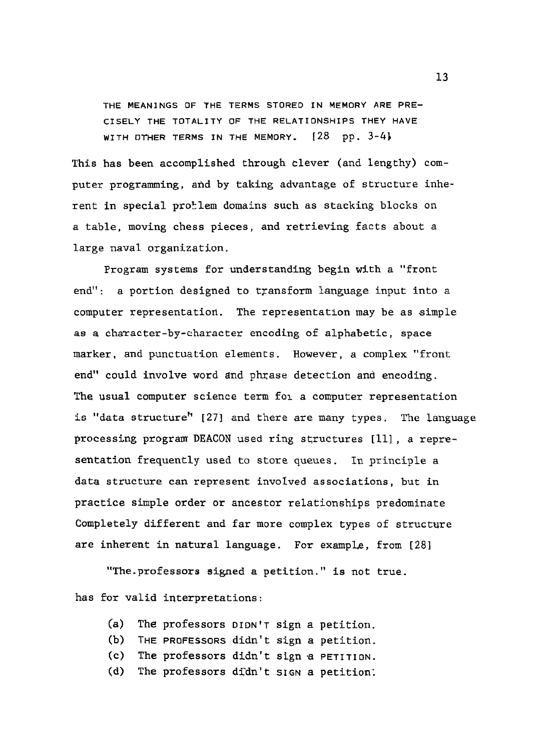THE MEANINGS OF THE TERMS STORED IN MEMORY ARE PRECISELY THE TOTALITY OF THE RELATIONSHIPS THEY HAVE WITH OTHER TERMS IN THE MEMORY. [28 pp. 3-4]

This has been accomplished through clever (and lengthy) computer programming, and by taking advantage of structure inherent in special problem domains such as stacking blocks on a table, moving chess pieces, and retrieving facts about a large naval organization.

Program systems for understanding begin with a "front end": a portion designed to transform language input into a computer representation. The representation may be as simple as a character-by-character encoding of alphabetic, space marker, and punctuation elements. However, a complex "front end" could involve word and phrase detection and encoding. The usual computer science term for a computer representation is "data structure" [27] and there are many types. The language processing program DEACON used ring structures [11], a representation frequently used to store queues. In principle a data structure can represent involved associations, but in practice simple order or ancestor relationships predominate Completely different and far more complex types of structure are inherent in natural language. For example, from [28]

"The professors signed a petition." is not true.

has for valid interpretations:

(a) The professors DIDN'T sign a petition.
(b) THE PROFESSORS didn't sign a petition.
(c) The professors didn't sign a PETITION.
(d) The professors didn't SIGN a petition.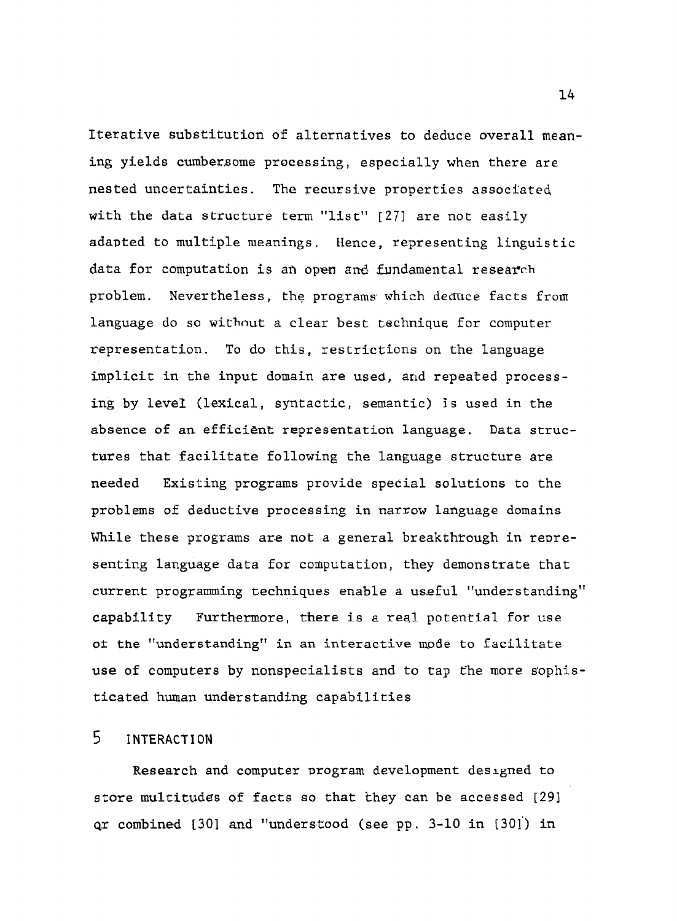Iterative substitution of alternatives to deduce overall meaning yields cumbersome processing, especially when there are nested uncertainties. The recursive properties associated with the data structure term "list" [27] are not easily adapted to multiple meanings. Hence, representing linguistic data for computation is an open and fundamental research problem. Nevertheless, the programs which deduce facts from language do so without a clear best technique for computer representation. To do this, restrictions on the language implicit in the input domain are used, and repeated processing by level (lexical, syntactic, semantic) is used in the absence of an efficient representation language. Data structures that facilitate following the language structure are needed Existing programs provide special solutions to the problems of deductive processing in narrow language domains While these programs are not a general breakthrough in representing language data for computation, they demonstrate that current programming techniques enable a useful "understanding" capability Furthermore, there is a real potential for use of the "understanding" in an interactive mode to facilitate use of computers by nonspecialists and to tap the more sophisticated human understanding capabilities

## 5 INTERACTION

Research and computer program development designed to store multitudes of facts so that they can be accessed [29] or combined [30] and "understood (see pp. 3-10 in [30]) in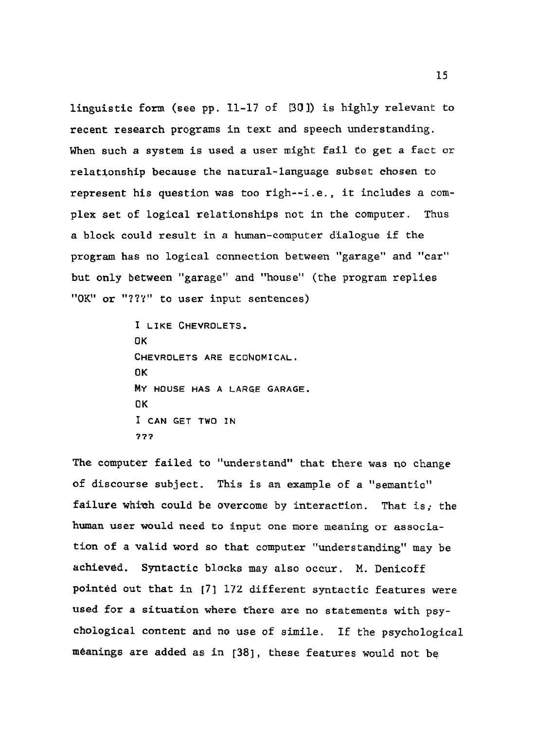linguistic form (see pp. 11-17 of [30]) is highly relevant to recent research programs in text and speech understanding. When such a system is used a user might fail to get a fact or relationship because the natural-language subset chosen to represent his question was too righ--i.e., it includes a complex set of logical relationships not in the computer. Thus a block could result in a human-computer dialogue if the program has no logical connection between "garage" and "car" but only between "garage" and "house" (the program replies "OK" or "???" to user input sentences)

```
I LIKE CHEVROLETS.
OK
CHEVROLETS ARE ECONOMICAL.
OK
MY HOUSE HAS A LARGE GARAGE.
OK
I CAN GET TWO IN
???
```

The computer failed to "understand" that there was no change of discourse subject. This is an example of a "semantic" failure which could be overcome by interaction. That is, the human user would need to input one more meaning or association of a valid word so that computer "understanding" may be achieved. Syntactic blocks may also occur. M. Denicoff pointed out that in [7] 172 different syntactic features were used for a situation where there are no statements with psychological content and no use of simile. If the psychological meanings are added as in [38], these features would not be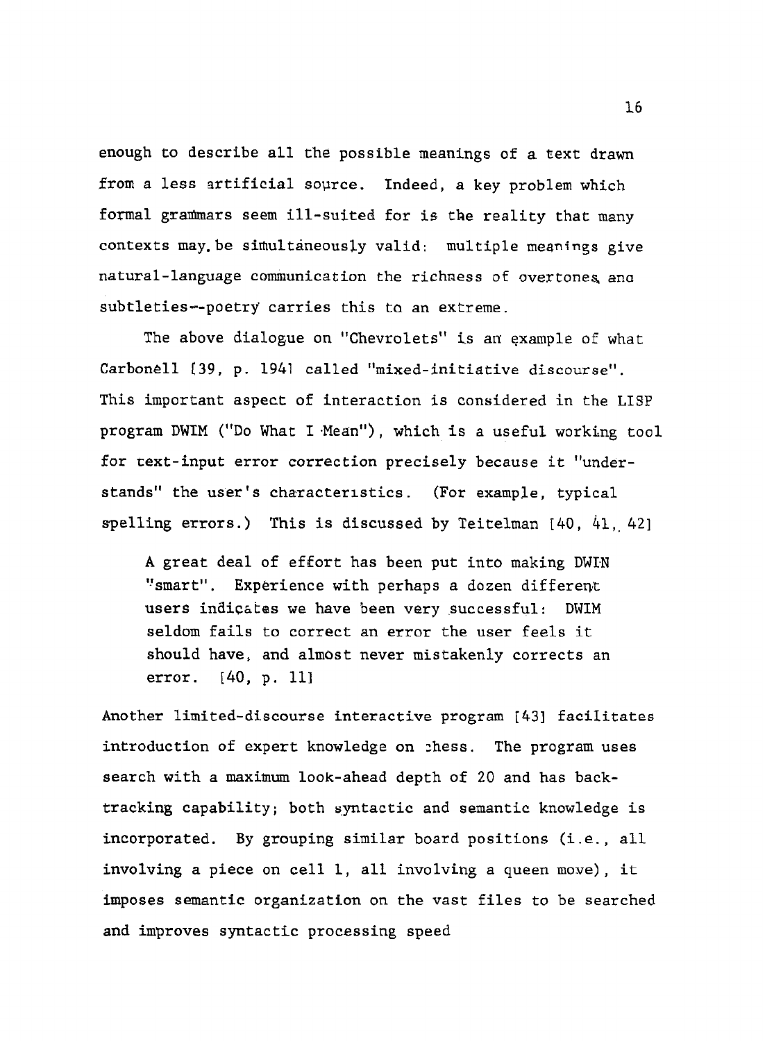enough to describe all the possible meanings of a text drawn from a less artificial source. Indeed, a key problem which formal grammars seem ill-suited for is the reality that many contexts may be simultaneously valid: multiple meanings give natural-language communication the richness of overtones and subtleties--poetry carries this to an extreme.

The above dialogue on "Chevrolets" is an example of what Carbonell [39, p. 194] called "mixed-initiative discourse". This important aspect of interaction is considered in the LISP program DWIM ("Do What I Mean"), which is a useful working tool for text-input error correction precisely because it "understands" the user's characteristics. (For example, typical spelling errors.) This is discussed by Teitelman [40, 41, 42]

> A great deal of effort has been put into making DWIM "smart". Experience with perhaps a dozen different users indicates we have been very successful: DWIM seldom fails to correct an error the user feels it should have, and almost never mistakenly corrects an error. [40, p. 11]

Another limited-discourse interactive program [43] facilitates introduction of expert knowledge on chess. The program uses search with a maximum look-ahead depth of 20 and has backtracking capability; both syntactic and semantic knowledge is incorporated. By grouping similar board positions (i.e., all involving a piece on cell 1, all involving a queen move), it imposes semantic organization on the vast files to be searched and improves syntactic processing speed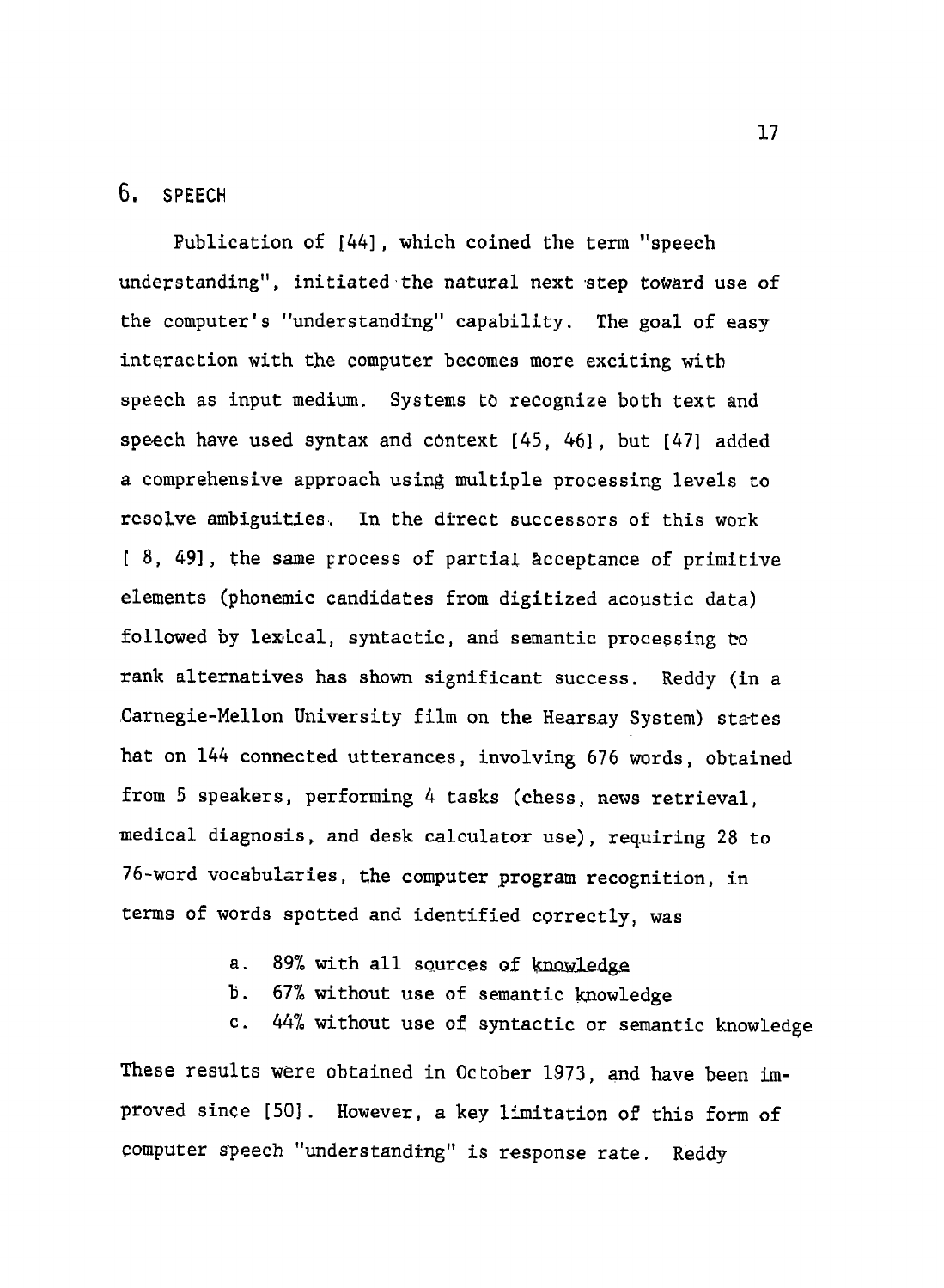## 6. SPEECH

Publication of [44], which coined the term "speech understanding", initiated the natural next step toward use of the computer's "understanding" capability. The goal of easy interaction with the computer becomes more exciting with speech as input medium. Systems to recognize both text and speech have used syntax and context [45, 46], but [47] added a comprehensive approach using multiple processing levels to resolve ambiguities. In the direct successors of this work [ 8, 49], the same process of partial acceptance of primitive elements (phonemic candidates from digitized acoustic data) followed by lexical, syntactic, and semantic processing to rank alternatives has shown significant success. Reddy (in a Carnegie-Mellon University film on the Hearsay System) states hat on 144 connected utterances, involving 676 words, obtained from 5 speakers, performing 4 tasks (chess, news retrieval, medical diagnosis, and desk calculator use), requiring 28 to 76-word vocabularies, the computer program recognition, in terms of words spotted and identified correctly, was

a. 89% with all sources of knowledge
b. 67% without use of semantic knowledge
c. 44% without use of syntactic or semantic knowledge

These results were obtained in October 1973, and have been improved since [50]. However, a key limitation of this form of computer speech "understanding" is response rate. Reddy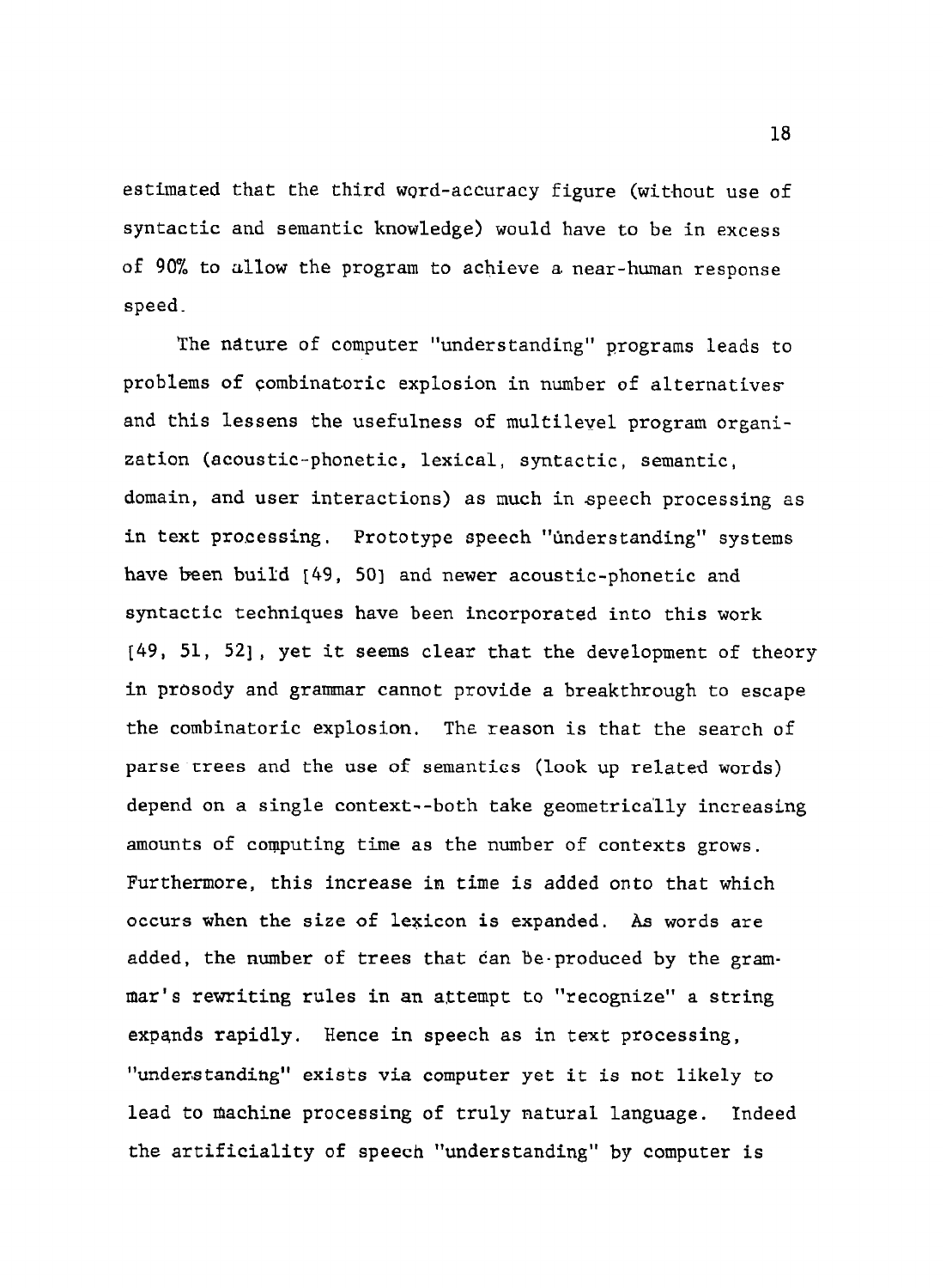estimated that the third word-accuracy figure (without use of syntactic and semantic knowledge) would have to be in excess of 90% to allow the program to achieve a near-human response speed.

The nature of computer "understanding" programs leads to problems of combinatoric explosion in number of alternatives and this lessens the usefulness of multilevel program organization (acoustic-phonetic, lexical, syntactic, semantic, domain, and user interactions) as much in speech processing as in text processing. Prototype speech "understanding" systems have been build [49, 50] and newer acoustic-phonetic and syntactic techniques have been incorporated into this work [49, 51, 52], yet it seems clear that the development of theory in prosody and grammar cannot provide a breakthrough to escape the combinatoric explosion. The reason is that the search of parse trees and the use of semantics (look up related words) depend on a single context--both take geometrically increasing amounts of computing time as the number of contexts grows. Furthermore, this increase in time is added onto that which occurs when the size of lexicon is expanded. As words are added, the number of trees that can be produced by the grammar's rewriting rules in an attempt to "recognize" a string expands rapidly. Hence in speech as in text processing, "understanding" exists via computer yet it is not likely to lead to machine processing of truly natural language. Indeed the artificiality of speech "understanding" by computer is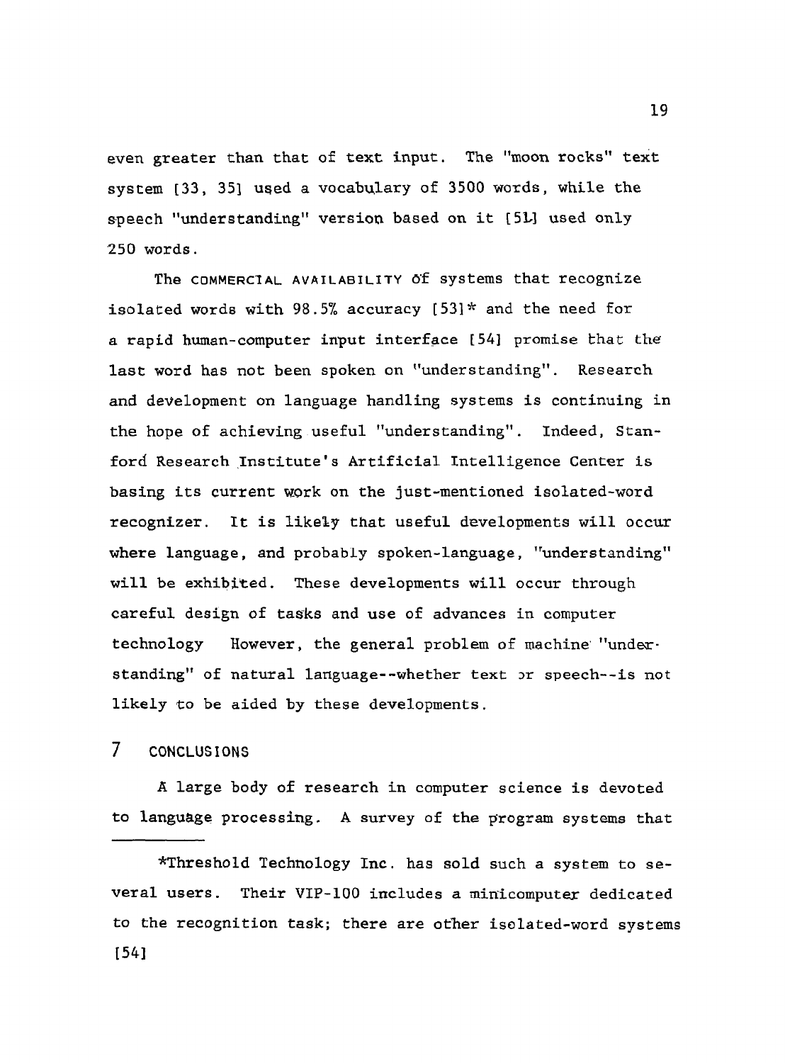even greater than that of text input. The "moon rocks" text system [33, 35] used a vocabulary of 3500 words, while the speech "understanding" version based on it [51] used only 250 words.

The COMMERCIAL AVAILABILITY of systems that recognize isolated words with 98.5% accuracy [53]* and the need for a rapid human-computer input interface [54] promise that the last word has not been spoken on "understanding". Research and development on language handling systems is continuing in the hope of achieving useful "understanding". Indeed, Stanford Research Institute's Artificial Intelligence Center is basing its current work on the just-mentioned isolated-word recognizer. It is likely that useful developments will occur where language, and probably spoken-language, "understanding" will be exhibited. These developments will occur through careful design of tasks and use of advances in computer technology However, the general problem of machine "understanding" of natural language--whether text or speech--is not likely to be aided by these developments.

## 7 CONCLUSIONS

A large body of research in computer science is devoted to language processing. A survey of the program systems that

---

*Threshold Technology Inc. has sold such a system to several users. Their VIP-100 includes a minicomputer dedicated to the recognition task; there are other isolated-word systems [54]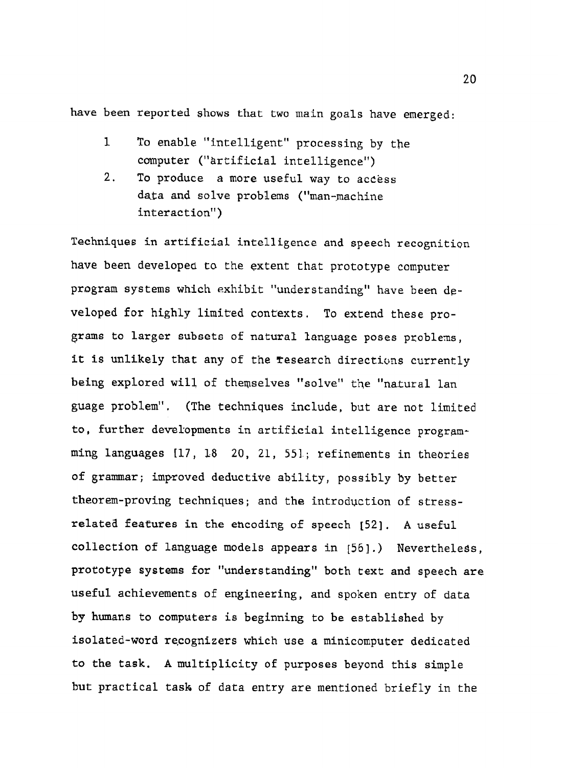have been reported shows that two main goals have emerged:

1. To enable "intelligent" processing by the computer ("artificial intelligence")
2. To produce a more useful way to access data and solve problems ("man-machine interaction")

Techniques in artificial intelligence and speech recognition have been developed to the extent that prototype computer program systems which exhibit "understanding" have been developed for highly limited contexts. To extend these programs to larger subsets of natural language poses problems, it is unlikely that any of the research directions currently being explored will of themselves "solve" the "natural language problem". (The techniques include, but are not limited to, further developments in artificial intelligence programming languages [17, 18 20, 21, 55]; refinements in theories of grammar; improved deductive ability, possibly by better theorem-proving techniques; and the introduction of stress-related features in the encoding of speech [52]. A useful collection of language models appears in [56].) Nevertheless, prototype systems for "understanding" both text and speech are useful achievements of engineering, and spoken entry of data by humans to computers is beginning to be established by isolated-word recognizers which use a minicomputer dedicated to the task. A multiplicity of purposes beyond this simple but practical task of data entry are mentioned briefly in the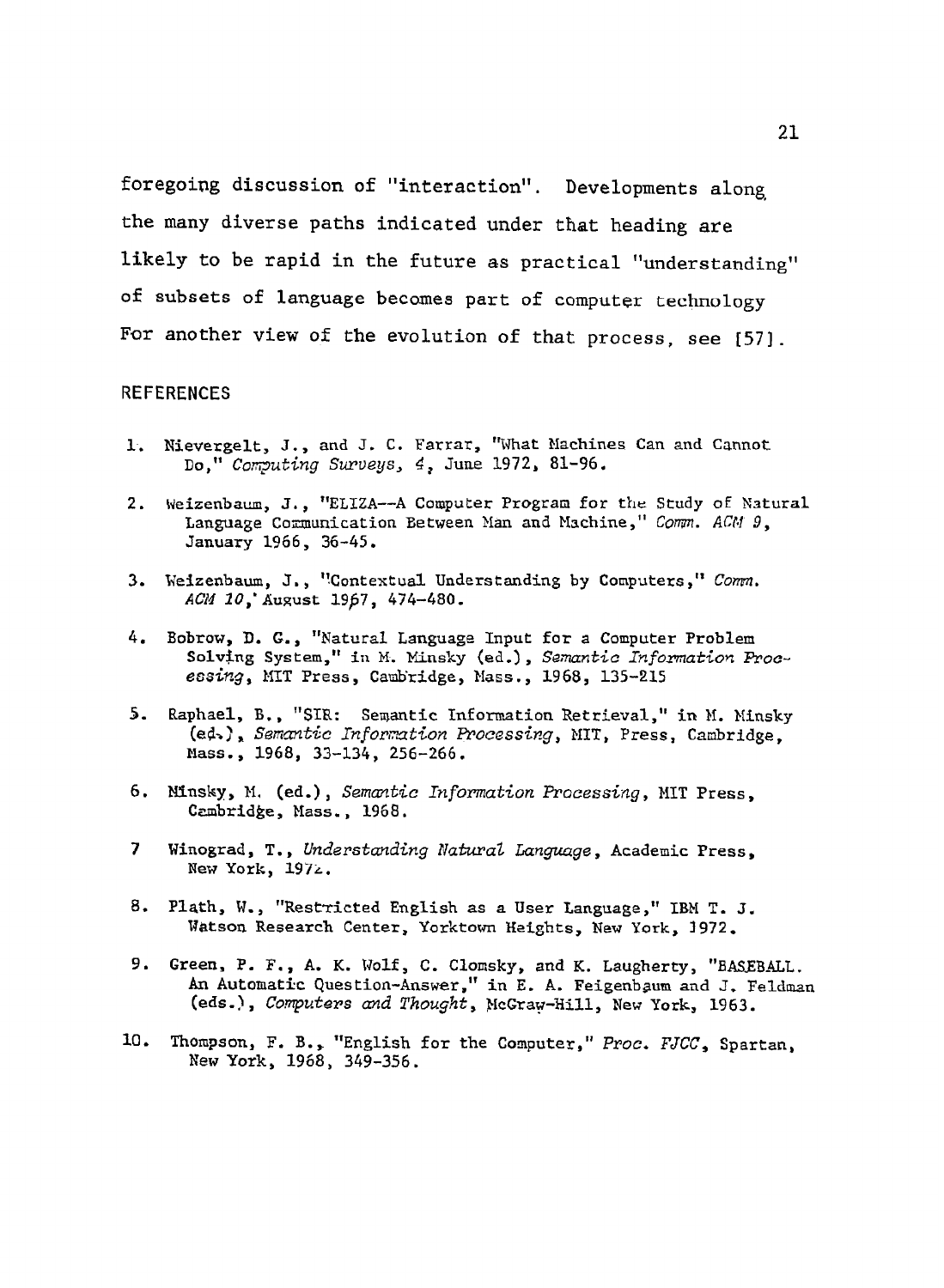foregoing discussion of "interaction". Developments along the many diverse paths indicated under that heading are likely to be rapid in the future as practical "understanding" of subsets of language becomes part of computer technology For another view of the evolution of that process, see [57].

## REFERENCES

1. Nievergelt, J., and J. C. Farrar, "What Machines Can and Cannot Do," *Computing Surveys, 4*, June 1972, 81-96.

2. Weizenbaum, J., "ELIZA--A Computer Program for the Study of Natural Language Communication Between Man and Machine," *Comm. ACM 9*, January 1966, 36-45.

3. Weizenbaum, J., "Contextual Understanding by Computers," *Comm. ACM 10*, August 1967, 474-480.

4. Bobrow, D. G., "Natural Language Input for a Computer Problem Solving System," in M. Minsky (ed.), *Semantic Information Processing*, MIT Press, Cambridge, Mass., 1968, 135-215

5. Raphael, B., "SIR: Semantic Information Retrieval," in M. Minsky (ed.), *Semantic Information Processing*, MIT, Press, Cambridge, Mass., 1968, 33-134, 256-266.

6. Minsky, M. (ed.), *Semantic Information Processing*, MIT Press, Cambridge, Mass., 1968.

7. Winograd, T., *Understanding Natural Language*, Academic Press, New York, 1972.

8. Plath, W., "Restricted English as a User Language," IBM T. J. Watson Research Center, Yorktown Heights, New York, 1972.

9. Green, P. F., A. K. Wolf, C. Clomsky, and K. Laugherty, "BASEBALL. An Automatic Question-Answer," in E. A. Feigenbaum and J. Feldman (eds.), *Computers and Thought*, McGraw-Hill, New York, 1963.

10. Thompson, F. B., "English for the Computer," *Proc. FJCC*, Spartan, New York, 1968, 349-356.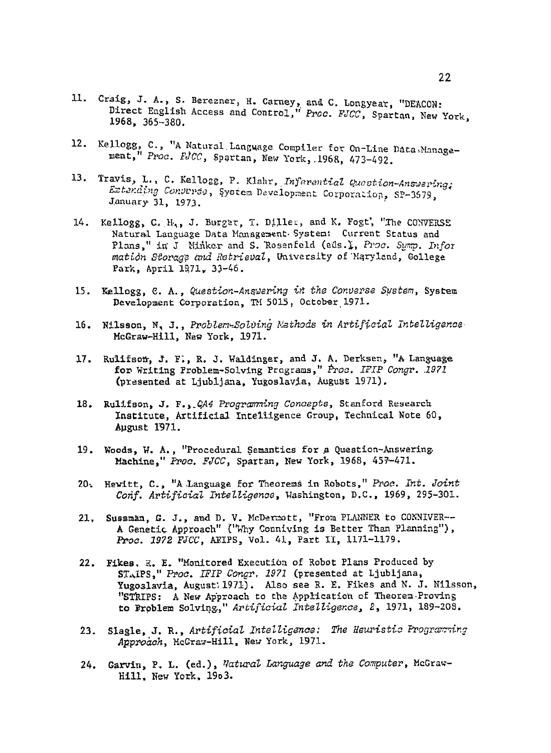11. Craig, J. A., S. Berezner, H. Carney, and C. Longyear, "DEACON: Direct English Access and Control," *Proc. FJCC*, Spartan, New York, 1968, 365-380.

12. Kellogg, C., "A Natural Language Compiler for On-Line Data Management," *Proc. FJCC*, Spartan, New York, 1968, 473-492.

13. Travis, L., C. Kellogg, P. Klahr, *Inferential Question-Answering: Extending Converse*, System Development Corporation, SP-3679, January 31, 1973.

14. Kellogg, C. H., J. Burger, T. Diller, and K. Fogt, "The CONVERSE Natural Language Data Management System: Current Status and Plans," in J. Minker and S. Rosenfeld (eds.), *Proc. Symp. Information Storage and Retrieval*, University of Maryland, College Park, April 1971, 33-46.

15. Kellogg, C. A., *Question-Answering in the Converse System*, System Development Corporation, TM 5015, October 1971.

16. Nilsson, N. J., *Problem-Solving Methods in Artificial Intelligence* McGraw-Hill, New York, 1971.

17. Rulifson, J. F., R. J. Waldinger, and J. A. Derksen, "A Language for Writing Problem-Solving Programs," *Proc. IFIP Congr. 1971* (presented at Ljubljana, Yugoslavia, August 1971).

18. Rulifson, J. F., *QA4 Programming Concepts*, Stanford Research Institute, Artificial Intelligence Group, Technical Note 60, August 1971.

19. Woods, W. A., "Procedural Semantics for a Question-Answering Machine," *Proc. FJCC*, Spartan, New York, 1968, 457-471.

20. Hewitt, C., "A Language for Theorems in Robots," *Proc. Int. Joint Conf. Artificial Intelligence*, Washington, D.C., 1969, 295-301.

21. Sussman, G. J., and D. V. McDermott, "From PLANNER to CONNIVER--A Genetic Approach" ("Why Conniving is Better Than Planning"), *Proc. 1972 FJCC*, AFIPS, Vol. 41, Part II, 1171-1179.

22. Fikes, R. E. "Monitored Execution of Robot Plans Produced by STRIPS," *Proc. IFIP Congr. 1971* (presented at Ljubljana, Yugoslavia, August 1971). Also see R. E. Fikes and N. J. Nilsson, "STRIPS: A New Approach to the Application of Theorem Proving to Problem Solving," *Artificial Intelligence*, 2, 1971, 189-208.

23. Slagle, J. R., *Artificial Intelligence: The Heuristic Programming Approach*, McGraw-Hill, New York, 1971.

24. Garvin, P. L. (ed.), *Natural Language and the Computer*, McGraw-Hill, New York, 1963.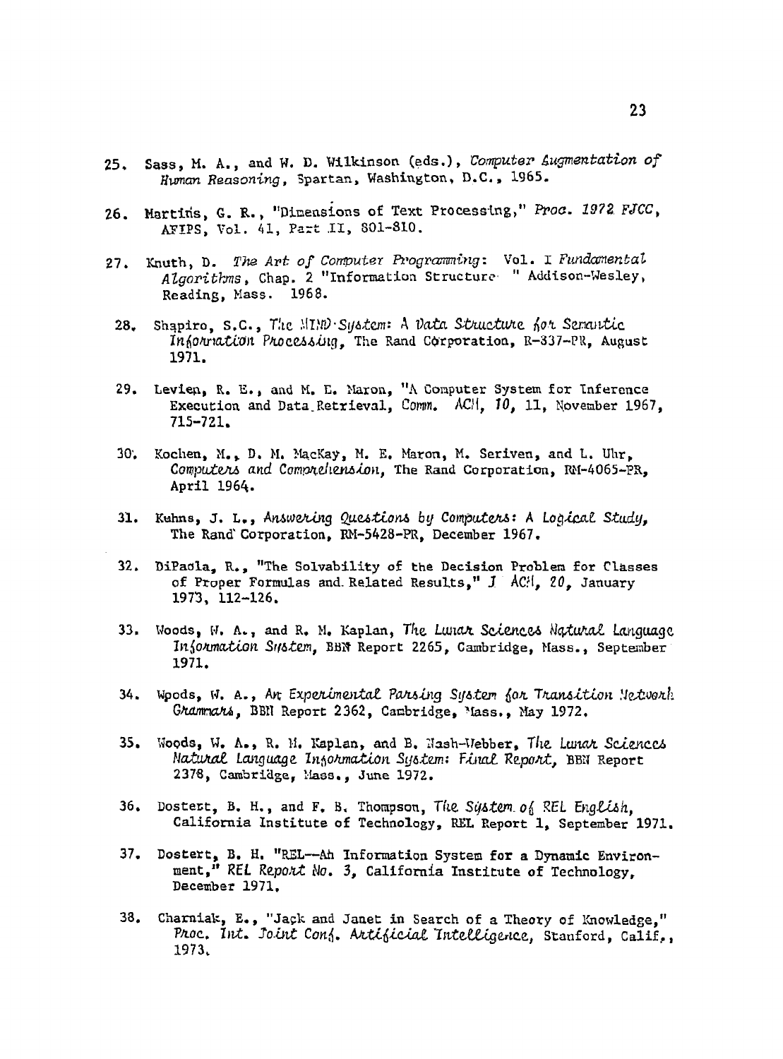25. Sass, M. A., and W. D. Wilkinson (eds.), *Computer Augmentation of Human Reasoning*, Spartan, Washington, D.C., 1965.

26. Martins, G. R., "Dimensions of Text Processing," *Proc. 1972 FJCC*, AFIPS, Vol. 41, Part II, 801-810.

27. Knuth, D. *The Art of Computer Programming*: Vol. I *Fundamental Algorithms*, Chap. 2 "Information Structure " Addison-Wesley, Reading, Mass. 1968.

28. Shapiro, S.C., *The MIND System: A Data Structure for Semantic Information Processing*, The Rand Corporation, R-837-PR, August 1971.

29. Levien, R. E., and M. E. Maron, "A Computer System for Inference Execution and Data Retrieval, *Comm. ACM*, *10*, 11, November 1967, 715-721.

30. Kochen, M., D. M. MacKay, M. E. Maron, M. Seriven, and L. Uhr, *Computers and Comprehension*, The Rand Corporation, RM-4065-PR, April 1964.

31. Kuhns, J. L., *Answering Questions by Computers: A Logical Study*, The Rand Corporation, RM-5428-PR, December 1967.

32. DiPaola, R., "The Solvability of the Decision Problem for Classes of Proper Formulas and Related Results," *J ACM*, *20*, January 1973, 112-126.

33. Woods, W. A., and R. M. Kaplan, *The Lunar Sciences Natural Language Information System*, BBN Report 2265, Cambridge, Mass., September 1971.

34. Woods, W. A., *An Experimental Parsing System for Transition Network Grammars*, BBN Report 2362, Cambridge, Mass., May 1972.

35. Woods, W. A., R. M. Kaplan, and B. Nash-Webber, *The Lunar Sciences Natural Language Information System: Final Report*, BBN Report 2378, Cambridge, Mass., June 1972.

36. Dostert, B. H., and F. B. Thompson, *The System of REL English*, California Institute of Technology, REL Report 1, September 1971.

37. Dostert, B. H. "REL—An Information System for a Dynamic Environment," *REL Report No. 3*, California Institute of Technology, December 1971.

38. Charniak, E., "Jack and Janet in Search of a Theory of Knowledge," *Proc. Int. Joint Conf. Artificial Intelligence*, Stanford, Calif., 1973.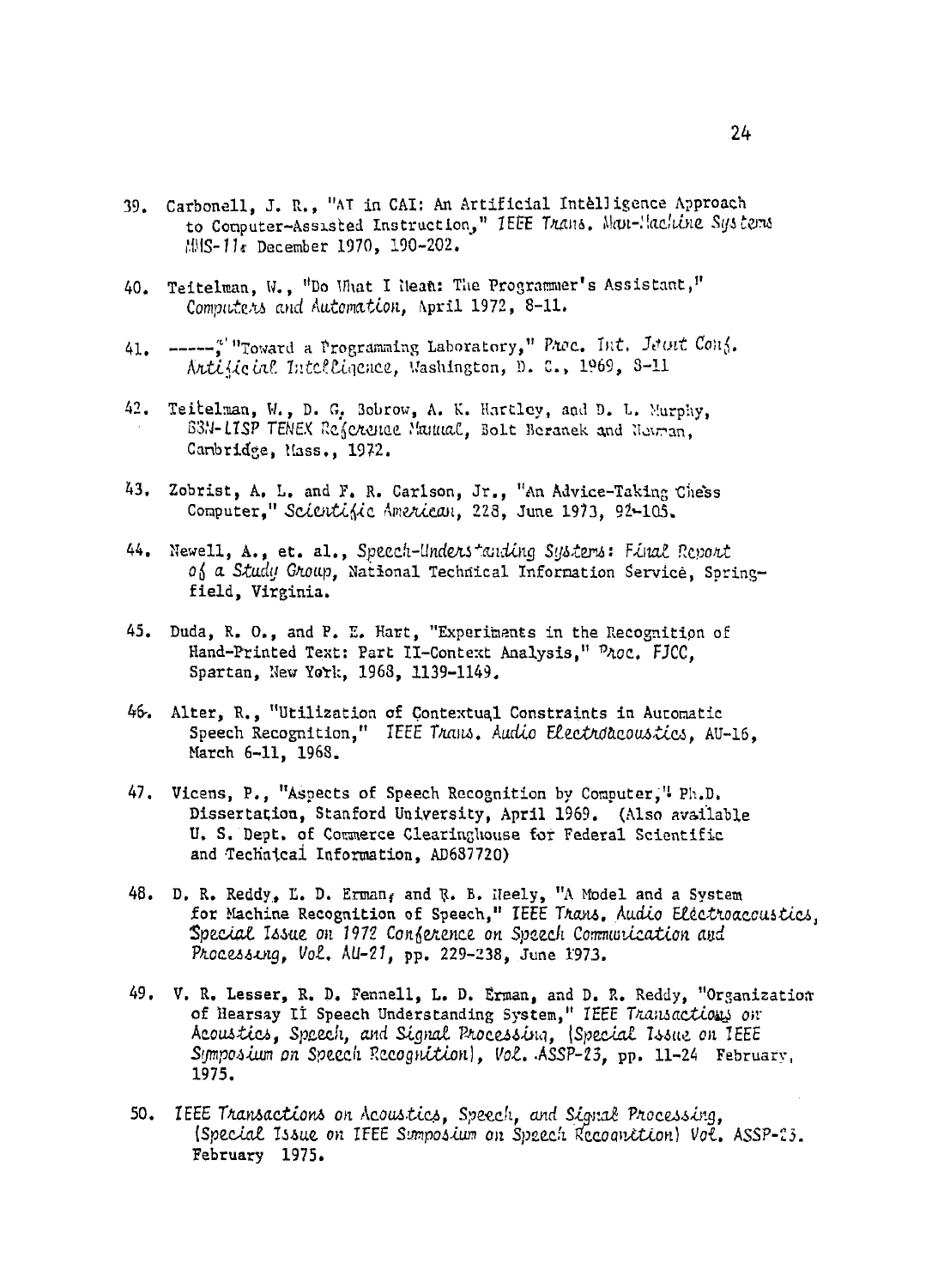39. Carbonell, J. R., "AI in CAI: An Artificial Intelligence Approach to Computer-Assisted Instruction," *IEEE Trans. Man-Machine Systems* MMS-11, December 1970, 190-202.

40. Teitelman, W., "Do What I Mean: The Programmer's Assistant," *Computers and Automation*, April 1972, 8-11.

41. -----, "Toward a Programming Laboratory," *Proc. Int. Joint Conf. Artificial Intelligence*, Washington, D. C., 1969, 8-11

42. Teitelman, W., D. G. Bobrow, A. K. Hartley, and D. L. Murphy, *BBN-LISP TENEX Reference Manual*, Bolt Beranek and Newman, Cambridge, Mass., 1972.

43. Zobrist, A. L. and F. R. Carlson, Jr., "An Advice-Taking Chess Computer," *Scientific American*, 228, June 1973, 92-105.

44. Newell, A., et. al., *Speech-Understanding Systems: Final Report of a Study Group*, National Technical Information Service, Springfield, Virginia.

45. Duda, R. O., and P. E. Hart, "Experiments in the Recognition of Hand-Printed Text: Part II-Context Analysis," *Proc. FJCC*, Spartan, New York, 1968, 1139-1149.

46. Alter, R., "Utilization of Contextual Constraints in Automatic Speech Recognition," *IEEE Trans. Audio Electroacoustics*, AU-16, March 6-11, 1968.

47. Vicens, P., "Aspects of Speech Recognition by Computer," Ph.D. Dissertation, Stanford University, April 1969. (Also available U. S. Dept. of Commerce Clearinghouse for Federal Scientific and Technical Information, AD687720)

48. D. R. Reddy, L. D. Erman, and R. B. Neely, "A Model and a System for Machine Recognition of Speech," *IEEE Trans. Audio Electroacoustics, Special Issue on 1972 Conference on Speech Communication and Processing, Vol. AU-21*, pp. 229-238, June 1973.

49. V. R. Lesser, R. D. Fennell, L. D. Erman, and D. R. Reddy, "Organization of Hearsay II Speech Understanding System," *IEEE Transactions on Acoustics, Speech, and Signal Processing, (Special Issue on IEEE Symposium on Speech Recognition), Vol. ASSP-23*, pp. 11-24 February, 1975.

50. *IEEE Transactions on Acoustics, Speech, and Signal Processing, (Special Issue on IEEE Symposium on Speech Recognition) Vol.* ASSP-23. February 1975.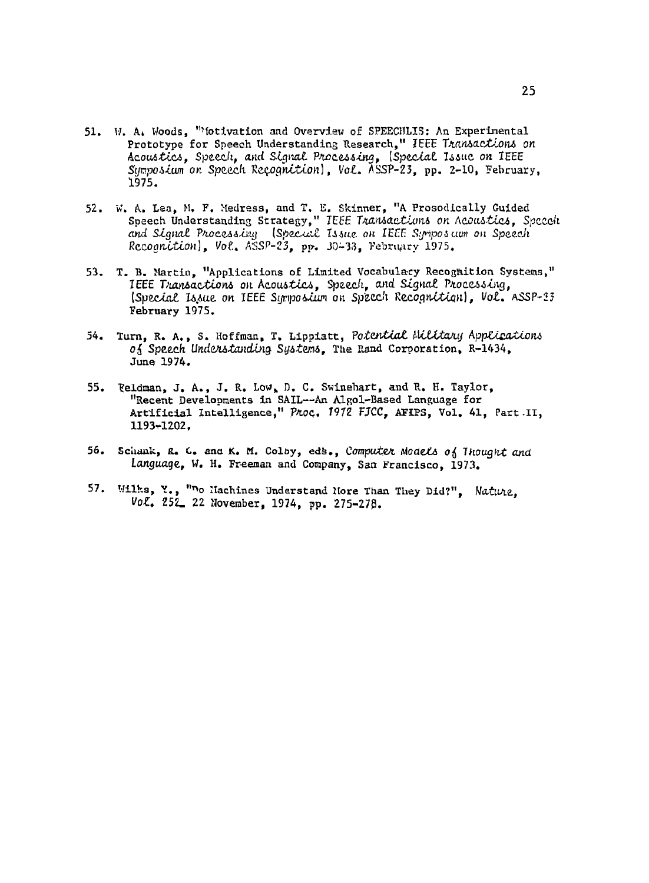51. W. A. Woods, "Motivation and Overview of SPEECHLIS: An Experimental Prototype for Speech Understanding Research," *IEEE Transactions on Acoustics, Speech, and Signal Processing*, (*Special Issue on IEEE Symposium on Speech Recognition*), *Vol.* ASSP-23, pp. 2-10, February, 1975.

52. W. A. Lea, M. F. Medress, and T. E. Skinner, "A Prosodically Guided Speech Understanding Strategy," *IEEE Transactions on Acoustics, Speech and Signal Processing* (*Special Issue on IEEE Symposium on Speech Recognition*), *Vol.* ASSP-23, pp. 30-38, February 1975.

53. T. B. Martin, "Applications of Limited Vocabulary Recognition Systems," *IEEE Transactions on Acoustics, Speech, and Signal Processing*, (*Special Issue on IEEE Symposium on Speech Recognition*), *Vol.* ASSP-23 February 1975.

54. Turn, R. A., S. Hoffman, T. Lippiatt, *Potential Military Applications of Speech Understanding Systems*, The Rand Corporation, R-1434, June 1974.

55. Feldman, J. A., J. R. Low, D. C. Swinehart, and R. H. Taylor, "Recent Developments in SAIL--An Algol-Based Language for Artificial Intelligence," *Proc. 1972 FJCC*, AFIPS, Vol. 41, Part II, 1193-1202.

56. Schank, R. C. and K. M. Colby, eds., *Computer Models of Thought and Language*, W. H. Freeman and Company, San Francisco, 1973.

57. Wilks, Y., "Do Machines Understand More Than They Did?", *Nature*, *Vol.* 252 22 November, 1974, pp. 275-278.